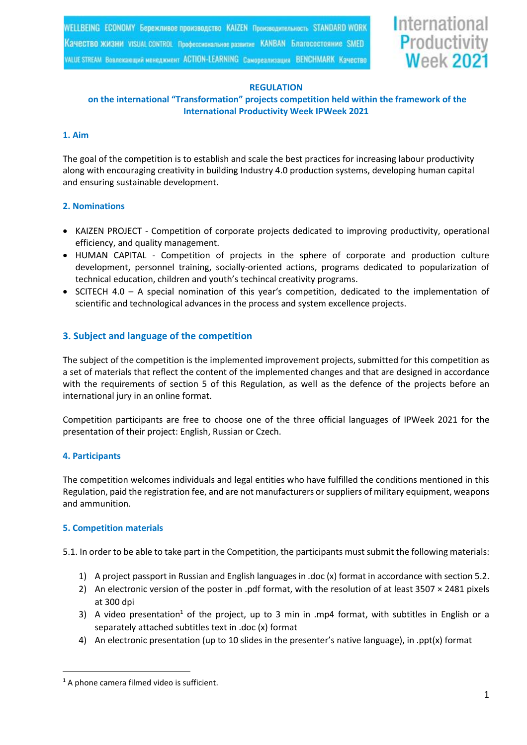**REGULATION**

**on the international "Transformation" projects competition held within the framework of the International Productivity Week IPWeek 2021**

## 1. Aim

The goal of the competition is to establish and scale the best practices for increasing labour productivity along with encouraging creativity in building Industry 4.0 production systems, developing human capital and ensuring sustainable development.

## 2. Nominations

- KAIZEN PROJECT - Competition of corporate projects dedicated to improving productivity, operational efficiency, and quality management.
- HUMAN CAPITAL - Competition of projects in the sphere of corporate and production culture development, personnel training, socially-oriented actions, programs dedicated to popularization of technical education, children and youth's techincal creativity programs.
- SCITECH 4.0 – A special nomination of this year's competition, dedicated to the implementation of scientific and technological advances in the process and system excellence projects.

## 3. Subject and language of the competition

The subject of the competition is the implemented improvement projects, submitted for this competition as a set of materials that reflect the content of the implemented changes and that are designed in accordance with the requirements of section 5 of this Regulation, as well as the defence of the projects before an international jury in an online format.

Competition participants are free to choose one of the three official languages of IPWeek 2021 for the presentation of their project: English, Russian or Czech.

## 4. Participants

The competition welcomes individuals and legal entities who have fulfilled the conditions mentioned in this Regulation, paid the registration fee, and are not manufacturers or suppliers of military equipment, weapons and ammunition.

## 5. Competition materials

5.1. In order to be able to take part in the Competition, the participants must submit the following materials:

1) A project passport in Russian and English languages in .doc (x) format in accordance with section 5.2.
2) An electronic version of the poster in .pdf format, with the resolution of at least 3507 × 2481 pixels at 300 dpi
3) A video presentation[1] of the project, up to 3 min in .mp4 format, with subtitles in English or a separately attached subtitles text in .doc (x) format
4) An electronic presentation (up to 10 slides in the presenter's native language), in .ppt(x) format

[1] A phone camera filmed video is sufficient.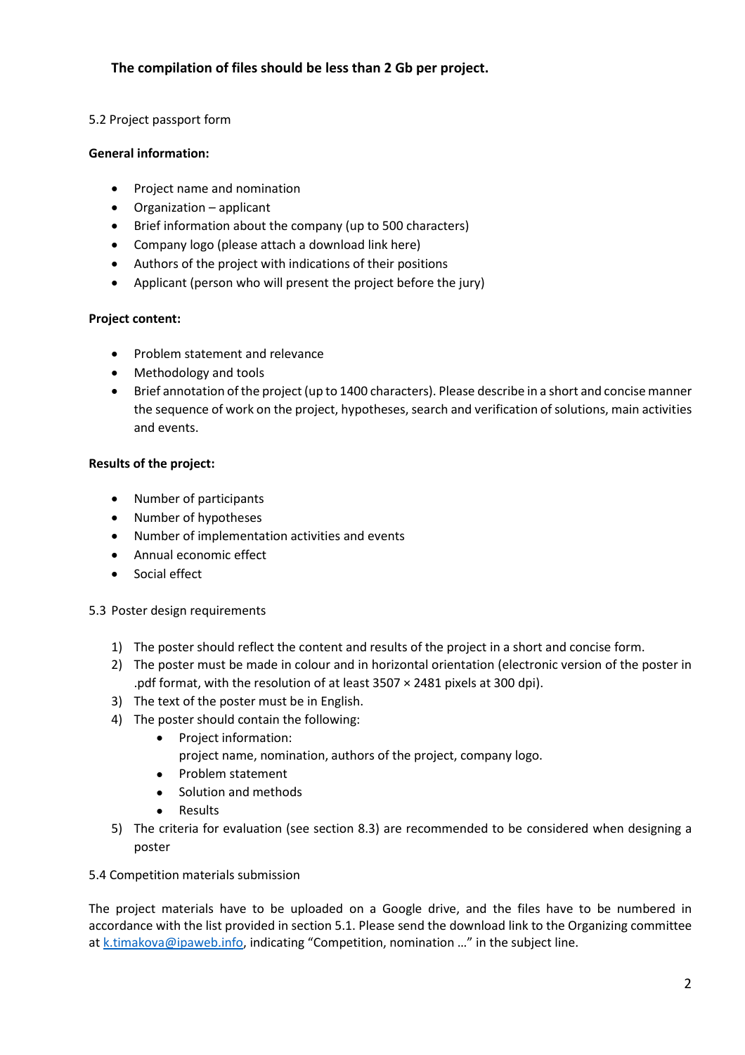**The compilation of files should be less than 2 Gb per project.**

5.2 Project passport form

**General information:**

- Project name and nomination
- Organization – applicant
- Brief information about the company (up to 500 characters)
- Company logo (please attach a download link here)
- Authors of the project with indications of their positions
- Applicant (person who will present the project before the jury)

**Project content:**

- Problem statement and relevance
- Methodology and tools
- Brief annotation of the project (up to 1400 characters). Please describe in a short and concise manner the sequence of work on the project, hypotheses, search and verification of solutions, main activities and events.

**Results of the project:**

- Number of participants
- Number of hypotheses
- Number of implementation activities and events
- Annual economic effect
- Social effect

5.3 Poster design requirements

1) The poster should reflect the content and results of the project in a short and concise form.
2) The poster must be made in colour and in horizontal orientation (electronic version of the poster in .pdf format, with the resolution of at least 3507 × 2481 pixels at 300 dpi).
3) The text of the poster must be in English.
4) The poster should contain the following:
    - Project information:
      project name, nomination, authors of the project, company logo.
    - Problem statement
    - Solution and methods
    - Results
5) The criteria for evaluation (see section 8.3) are recommended to be considered when designing a poster

5.4 Competition materials submission

The project materials have to be uploaded on a Google drive, and the files have to be numbered in accordance with the list provided in section 5.1. Please send the download link to the Organizing committee at k.timakova@ipaweb.info, indicating "Competition, nomination …" in the subject line.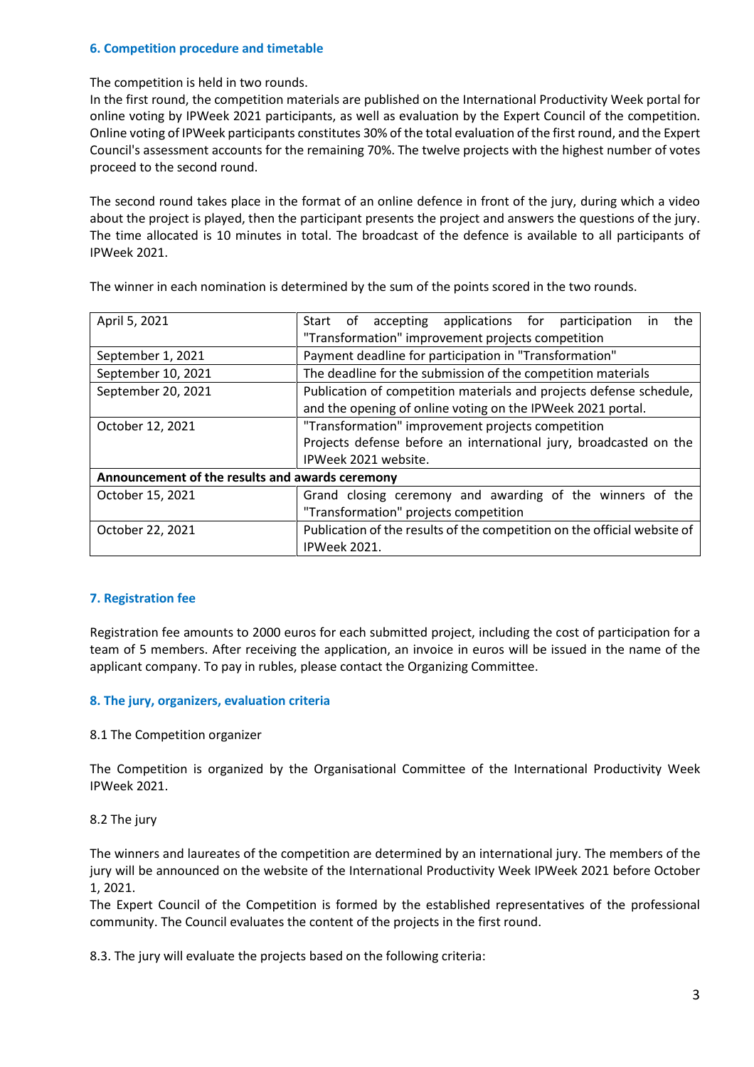## 6. Competition procedure and timetable

The competition is held in two rounds.
In the first round, the competition materials are published on the International Productivity Week portal for online voting by IPWeek 2021 participants, as well as evaluation by the Expert Council of the competition. Online voting of IPWeek participants constitutes 30% of the total evaluation of the first round, and the Expert Council's assessment accounts for the remaining 70%. The twelve projects with the highest number of votes proceed to the second round.

The second round takes place in the format of an online defence in front of the jury, during which a video about the project is played, then the participant presents the project and answers the questions of the jury. The time allocated is 10 minutes in total. The broadcast of the defence is available to all participants of IPWeek 2021.

The winner in each nomination is determined by the sum of the points scored in the two rounds.

| | |
|---|---|
| April 5, 2021 | Start of accepting applications for participation in the "Transformation" improvement projects competition |
| September 1, 2021 | Payment deadline for participation in "Transformation" |
| September 10, 2021 | The deadline for the submission of the competition materials |
| September 20, 2021 | Publication of competition materials and projects defense schedule, and the opening of online voting on the IPWeek 2021 portal. |
| October 12, 2021 | "Transformation" improvement projects competition<br>Projects defense before an international jury, broadcasted on the IPWeek 2021 website. |
| **Announcement of the results and awards ceremony** | |
| October 15, 2021 | Grand closing ceremony and awarding of the winners of the "Transformation" projects competition |
| October 22, 2021 | Publication of the results of the competition on the official website of IPWeek 2021. |

## 7. Registration fee

Registration fee amounts to 2000 euros for each submitted project, including the cost of participation for a team of 5 members. After receiving the application, an invoice in euros will be issued in the name of the applicant company. To pay in rubles, please contact the Organizing Committee.

## 8. The jury, organizers, evaluation criteria

8.1 The Competition organizer

The Competition is organized by the Organisational Committee of the International Productivity Week IPWeek 2021.

8.2 The jury

The winners and laureates of the competition are determined by an international jury. The members of the jury will be announced on the website of the International Productivity Week IPWeek 2021 before October 1, 2021.
The Expert Council of the Competition is formed by the established representatives of the professional community. The Council evaluates the content of the projects in the first round.

8.3. The jury will evaluate the projects based on the following criteria: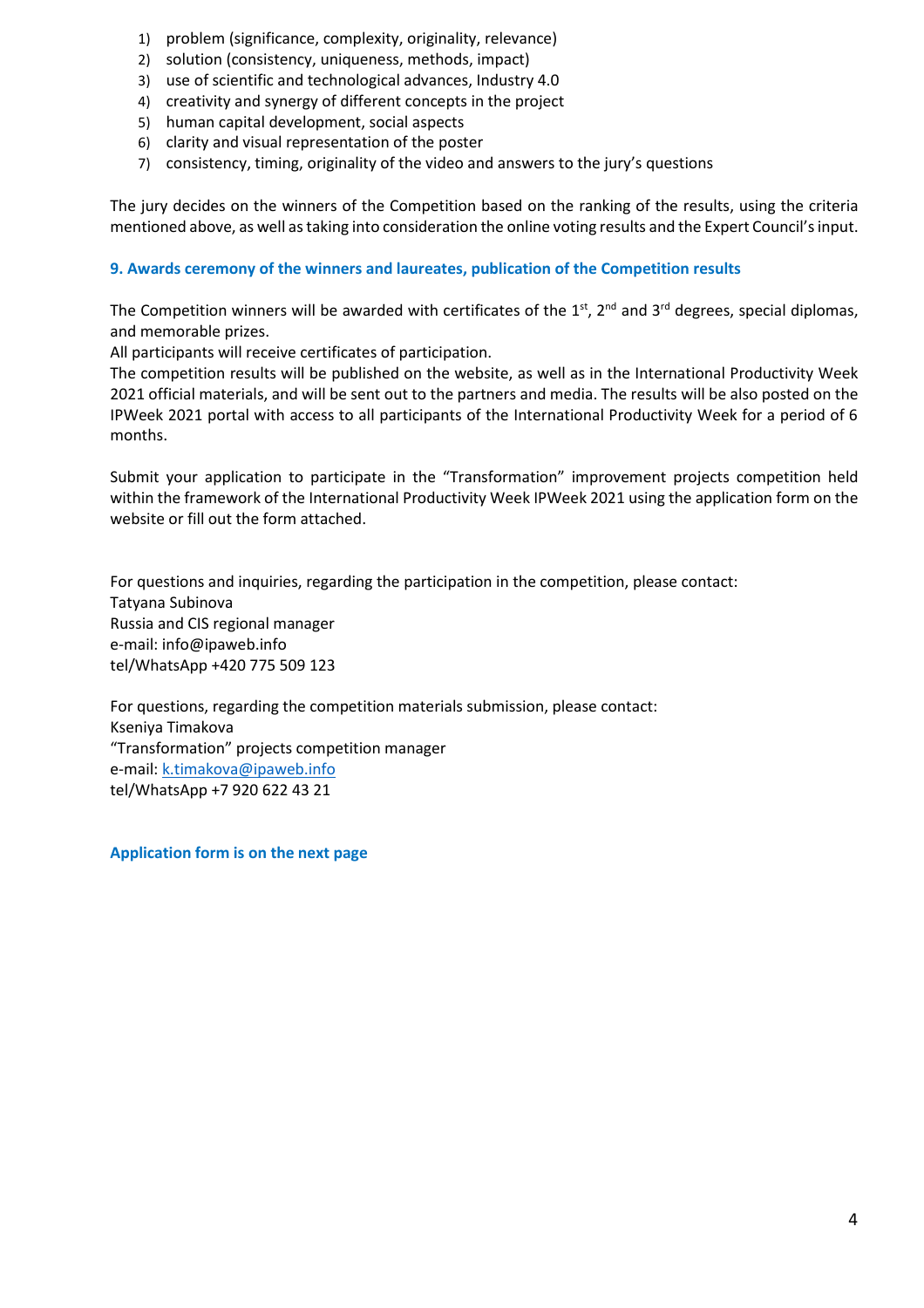1) problem (significance, complexity, originality, relevance)
2) solution (consistency, uniqueness, methods, impact)
3) use of scientific and technological advances, Industry 4.0
4) creativity and synergy of different concepts in the project
5) human capital development, social aspects
6) clarity and visual representation of the poster
7) consistency, timing, originality of the video and answers to the jury's questions

The jury decides on the winners of the Competition based on the ranking of the results, using the criteria mentioned above, as well as taking into consideration the online voting results and the Expert Council's input.

## 9. Awards ceremony of the winners and laureates, publication of the Competition results

The Competition winners will be awarded with certificates of the 1st, 2nd and 3rd degrees, special diplomas, and memorable prizes.

All participants will receive certificates of participation.

The competition results will be published on the website, as well as in the International Productivity Week 2021 official materials, and will be sent out to the partners and media. The results will be also posted on the IPWeek 2021 portal with access to all participants of the International Productivity Week for a period of 6 months.

Submit your application to participate in the "Transformation" improvement projects competition held within the framework of the International Productivity Week IPWeek 2021 using the application form on the website or fill out the form attached.

For questions and inquiries, regarding the participation in the competition, please contact:
Tatyana Subinova
Russia and CIS regional manager
e-mail: info@ipaweb.info
tel/WhatsApp +420 775 509 123

For questions, regarding the competition materials submission, please contact:
Kseniya Timakova
"Transformation" projects competition manager
e-mail: k.timakova@ipaweb.info
tel/WhatsApp +7 920 622 43 21

**Application form is on the next page**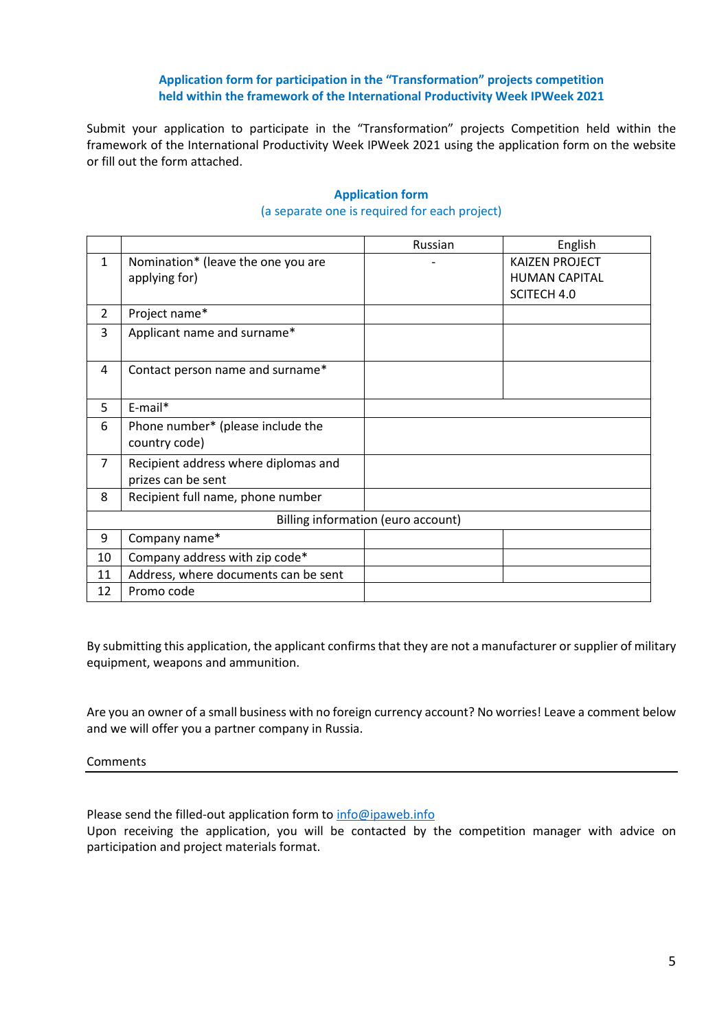**Application form for participation in the "Transformation" projects competition held within the framework of the International Productivity Week IPWeek 2021**

Submit your application to participate in the "Transformation" projects Competition held within the framework of the International Productivity Week IPWeek 2021 using the application form on the website or fill out the form attached.

**Application form**

(a separate one is required for each project)

| | | Russian | English |
|---|---|---|---|
| 1 | Nomination* (leave the one you are applying for) | - | KAIZEN PROJECT<br>HUMAN CAPITAL<br>SCITECH 4.0 |
| 2 | Project name* | | |
| 3 | Applicant name and surname* | | |
| 4 | Contact person name and surname* | | |
| 5 | E-mail* | | |
| 6 | Phone number* (please include the country code) | | |
| 7 | Recipient address where diplomas and prizes can be sent | | |
| 8 | Recipient full name, phone number | | |
| | Billing information (euro account) | | |
| 9 | Company name* | | |
| 10 | Company address with zip code* | | |
| 11 | Address, where documents can be sent | | |
| 12 | Promo code | | |

By submitting this application, the applicant confirms that they are not a manufacturer or supplier of military equipment, weapons and ammunition.

Are you an owner of a small business with no foreign currency account? No worries! Leave a comment below and we will offer you a partner company in Russia.

Comments

---

Please send the filled-out application form to info@ipaweb.info

Upon receiving the application, you will be contacted by the competition manager with advice on participation and project materials format.